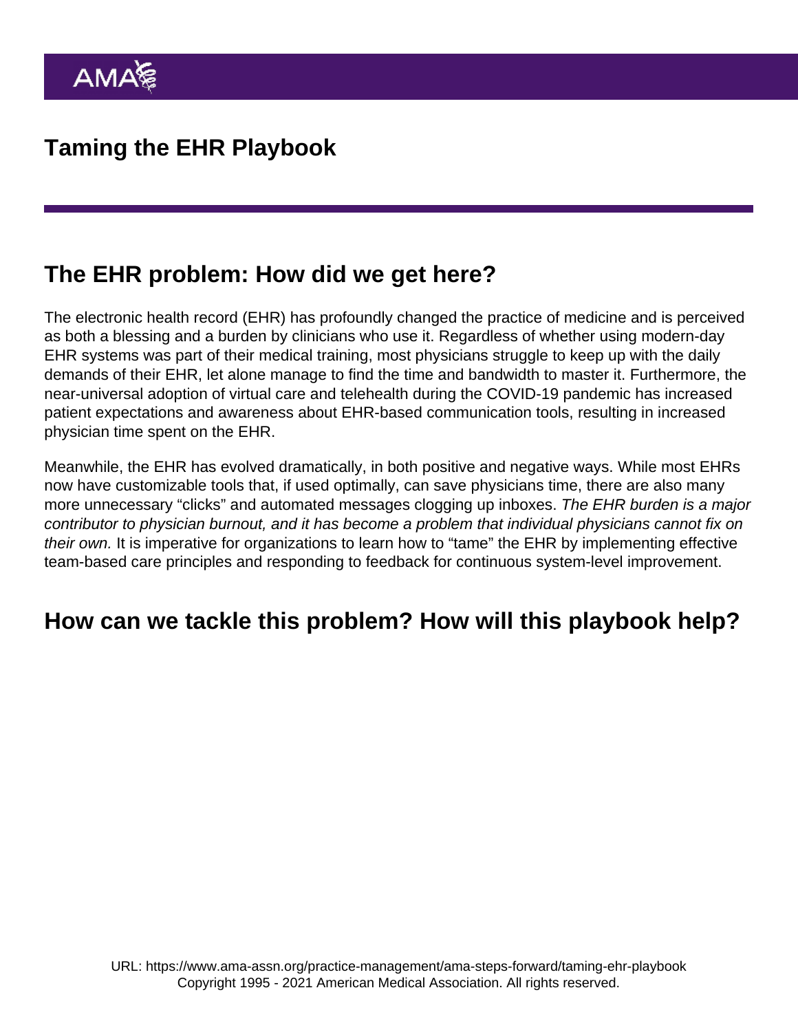# Taming the EHR Playbook

## The EHR problem: How did we get here?

The electronic health record (EHR) has profoundly changed the practice of medicine and is perceived as both a blessing and a burden by clinicians who use it. Regardless of whether using modern-day EHR systems was part of their medical training, most physicians struggle to keep up with the daily demands of their EHR, let alone manage to find the time and bandwidth to master it. Furthermore, the near-universal adoption of virtual care and telehealth during the COVID-19 pandemic has increased patient expectations and awareness about EHR-based communication tools, resulting in increased physician time spent on the EHR.

Meanwhile, the EHR has evolved dramatically, in both positive and negative ways. While most EHRs now have customizable tools that, if used optimally, can save physicians time, there are also many more unnecessary "clicks" and automated messages clogging up inboxes. *The EHR burden is a major contributor to physician burnout, and it has become a problem that individual physicians cannot fix on their own.* It is imperative for organizations to learn how to "tame" the EHR by implementing effective team-based care principles and responding to feedback for continuous system-level improvement.

## How can we tackle this problem? How will this playbook help?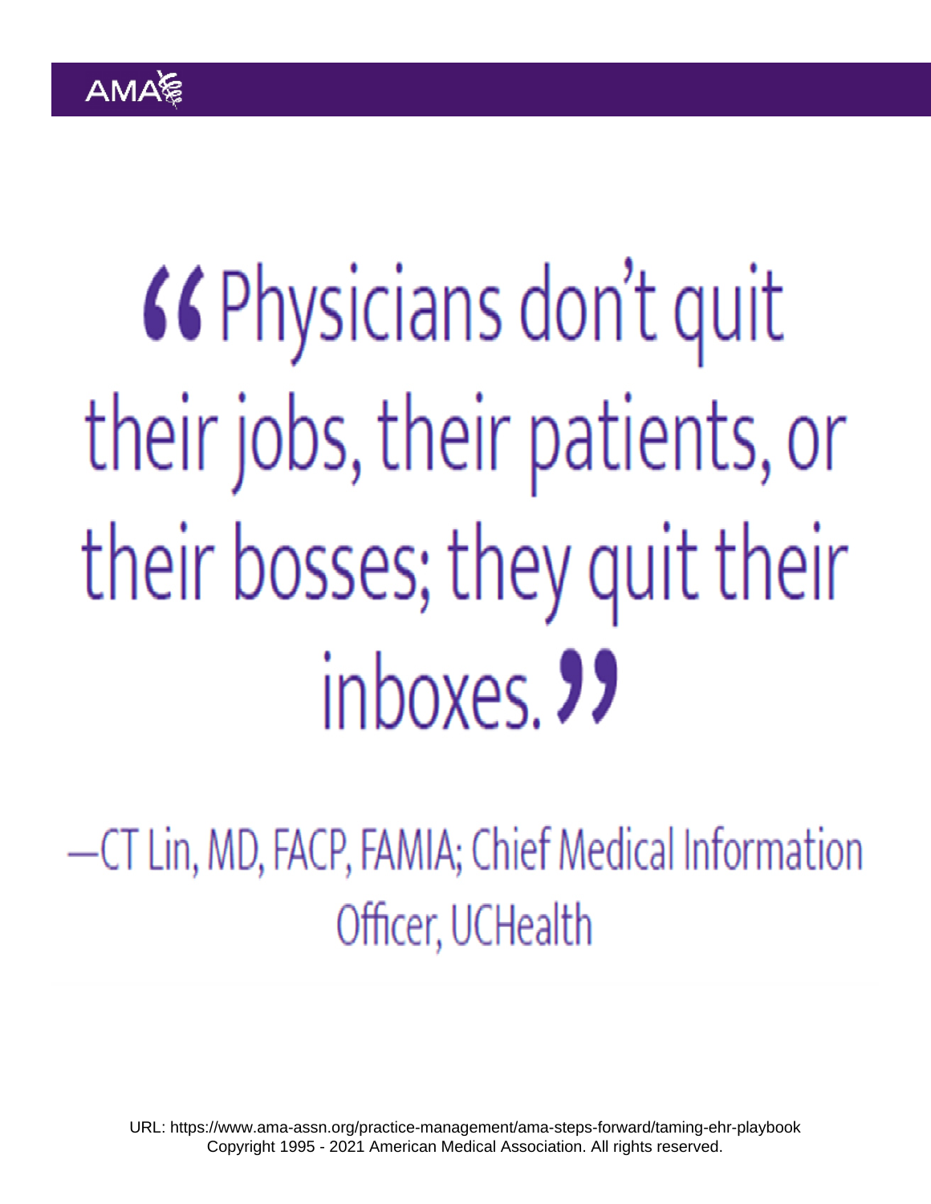> "Physicians don't quit their jobs, their patients, or their bosses; they quit their inboxes."
>
> —CT Lin, MD, FACP, FAMIA; Chief Medical Information Officer, UCHealth

URL: https://www.ama-assn.org/practice-management/ama-steps-forward/taming-ehr-playbook
Copyright 1995 - 2021 American Medical Association. All rights reserved.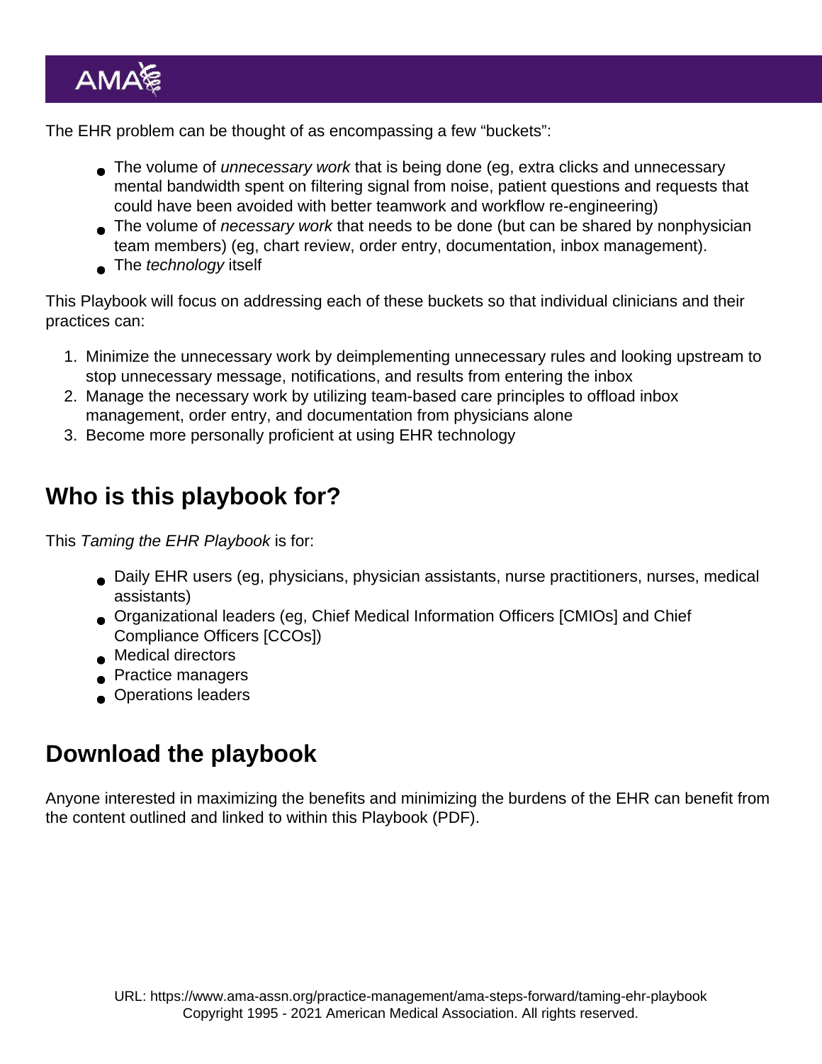The EHR problem can be thought of as encompassing a few "buckets":

- The volume of *unnecessary work* that is being done (eg, extra clicks and unnecessary mental bandwidth spent on filtering signal from noise, patient questions and requests that could have been avoided with better teamwork and workflow re-engineering)
- The volume of *necessary work* that needs to be done (but can be shared by nonphysician team members) (eg, chart review, order entry, documentation, inbox management).
- The *technology* itself

This Playbook will focus on addressing each of these buckets so that individual clinicians and their practices can:

1. Minimize the unnecessary work by deimplementing unnecessary rules and looking upstream to stop unnecessary message, notifications, and results from entering the inbox
2. Manage the necessary work by utilizing team-based care principles to offload inbox management, order entry, and documentation from physicians alone
3. Become more personally proficient at using EHR technology

## Who is this playbook for?

This *Taming the EHR Playbook* is for:

- Daily EHR users (eg, physicians, physician assistants, nurse practitioners, nurses, medical assistants)
- Organizational leaders (eg, Chief Medical Information Officers [CMIOs] and Chief Compliance Officers [CCOs])
- Medical directors
- Practice managers
- Operations leaders

## Download the playbook

Anyone interested in maximizing the benefits and minimizing the burdens of the EHR can benefit from the content outlined and linked to within this Playbook (PDF).